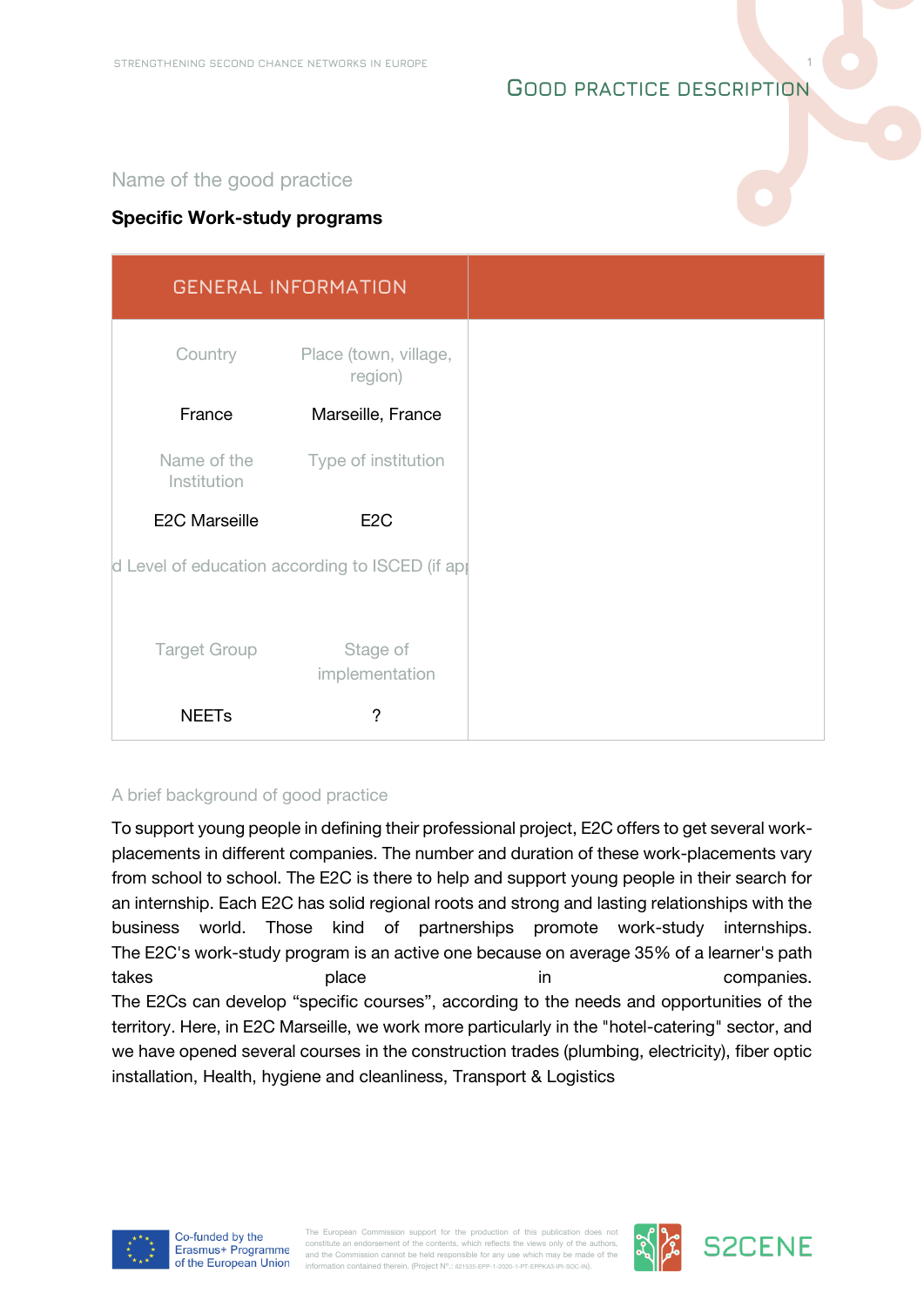# Good practice description

Name of the good practice

**Specific Work-study programs**

| GENERAL INFORMATION | |
|---|---|
| Country | Place (town, village, region) |
| France | Marseille, France |
| Name of the Institution | Type of institution |
| E2C Marseille | E2C |
| d Level of education according to ISCED (if ap | |
| | |
| Target Group | Stage of implementation |
| NEETs | ? |

A brief background of good practice

To support young people in defining their professional project, E2C offers to get several work-placements in different companies. The number and duration of these work-placements vary from school to school. The E2C is there to help and support young people in their search for an internship. Each E2C has solid regional roots and strong and lasting relationships with the business world. Those kind of partnerships promote work-study internships. The E2C's work-study program is an active one because on average 35% of a learner's path takes place in companies.
The E2Cs can develop "specific courses", according to the needs and opportunities of the territory. Here, in E2C Marseille, we work more particularly in the "hotel-catering" sector, and we have opened several courses in the construction trades (plumbing, electricity), fiber optic installation, Health, hygiene and cleanliness, Transport & Logistics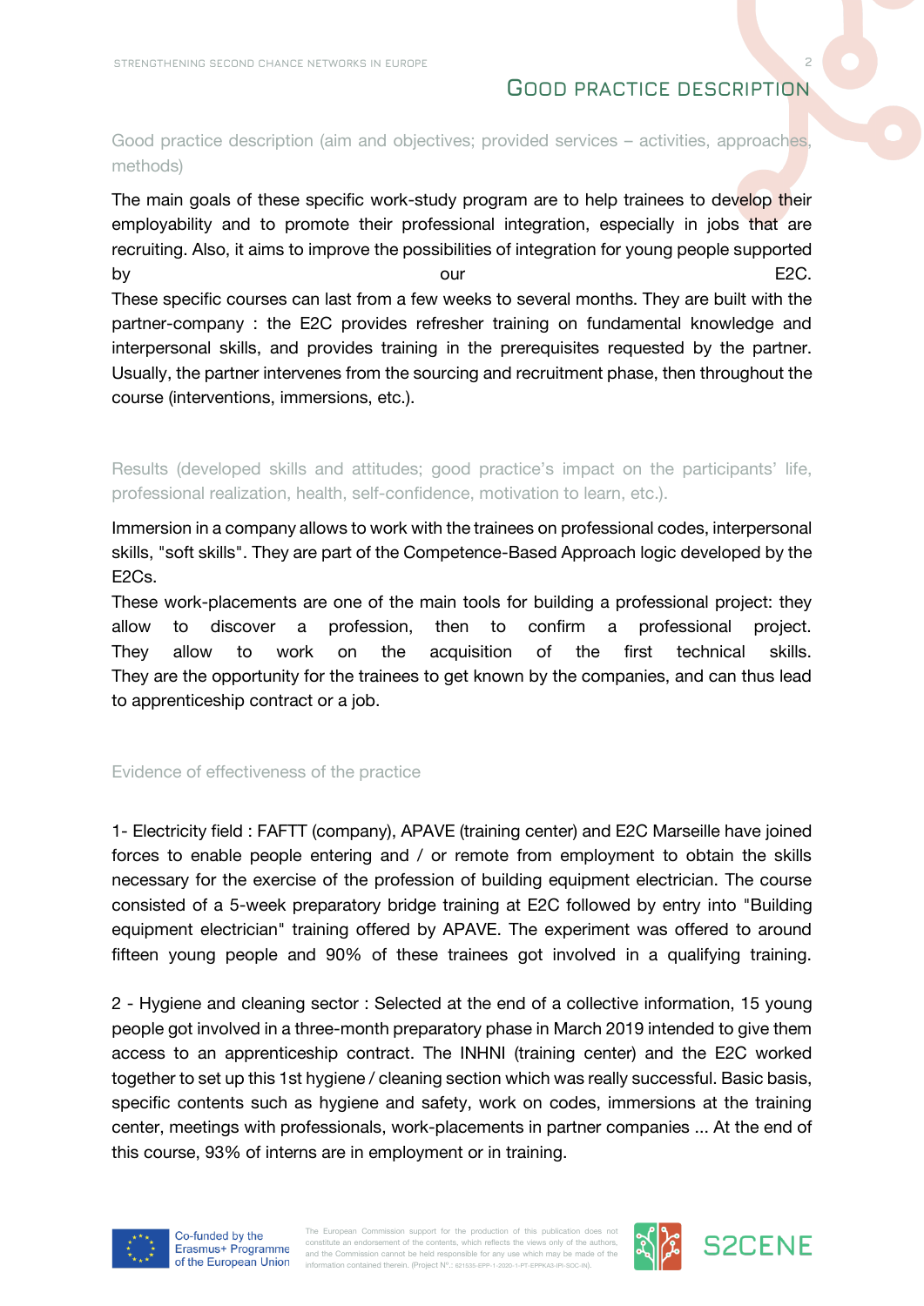# Good practice description

### Good practice description (aim and objectives; provided services – activities, approaches, methods)

The main goals of these specific work-study program are to help trainees to develop their employability and to promote their professional integration, especially in jobs that are recruiting. Also, it aims to improve the possibilities of integration for young people supported by our E2C.

These specific courses can last from a few weeks to several months. They are built with the partner-company : the E2C provides refresher training on fundamental knowledge and interpersonal skills, and provides training in the prerequisites requested by the partner. Usually, the partner intervenes from the sourcing and recruitment phase, then throughout the course (interventions, immersions, etc.).

### Results (developed skills and attitudes; good practice's impact on the participants' life, professional realization, health, self-confidence, motivation to learn, etc.).

Immersion in a company allows to work with the trainees on professional codes, interpersonal skills, "soft skills". They are part of the Competence-Based Approach logic developed by the E2Cs.

These work-placements are one of the main tools for building a professional project: they allow to discover a profession, then to confirm a professional project. They allow to work on the acquisition of the first technical skills. They are the opportunity for the trainees to get known by the companies, and can thus lead to apprenticeship contract or a job.

### Evidence of effectiveness of the practice

1- Electricity field : FAFTT (company), APAVE (training center) and E2C Marseille have joined forces to enable people entering and / or remote from employment to obtain the skills necessary for the exercise of the profession of building equipment electrician. The course consisted of a 5-week preparatory bridge training at E2C followed by entry into "Building equipment electrician" training offered by APAVE. The experiment was offered to around fifteen young people and 90% of these trainees got involved in a qualifying training.

2 - Hygiene and cleaning sector : Selected at the end of a collective information, 15 young people got involved in a three-month preparatory phase in March 2019 intended to give them access to an apprenticeship contract. The INHNI (training center) and the E2C worked together to set up this 1st hygiene / cleaning section which was really successful. Basic basis, specific contents such as hygiene and safety, work on codes, immersions at the training center, meetings with professionals, work-placements in partner companies ... At the end of this course, 93% of interns are in employment or in training.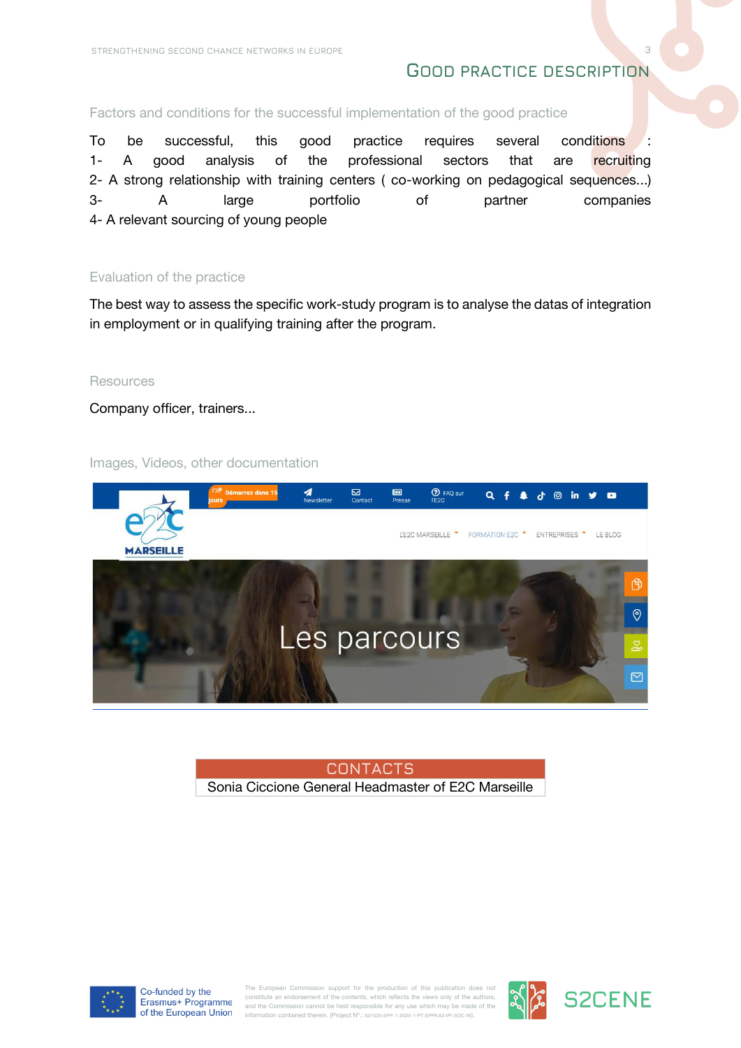# Good practice description

### Factors and conditions for the successful implementation of the good practice

To be successful, this good practice requires several conditions :
1- A good analysis of the professional sectors that are recruiting
2- A strong relationship with training centers ( co-working on pedagogical sequences...)
3- A large portfolio of partner companies
4- A relevant sourcing of young people

### Evaluation of the practice

The best way to assess the specific work-study program is to analyse the datas of integration in employment or in qualifying training after the program.

### Resources

Company officer, trainers...

### Images, Videos, other documentation

| CONTACTS |
|---|
| Sonia Ciccione General Headmaster of E2C Marseille |

Co-funded by the Erasmus+ Programme of the European Union

The European Commission support for the production of this publication does not constitute an endorsement of the contents, which reflects the views only of the authors, and the Commission cannot be held responsible for any use which may be made of the information contained therein. (Project N°.: 621535-EPP-1-2020-1-PT-EPPKA3-IPI-SOC-IN).

S2CENE